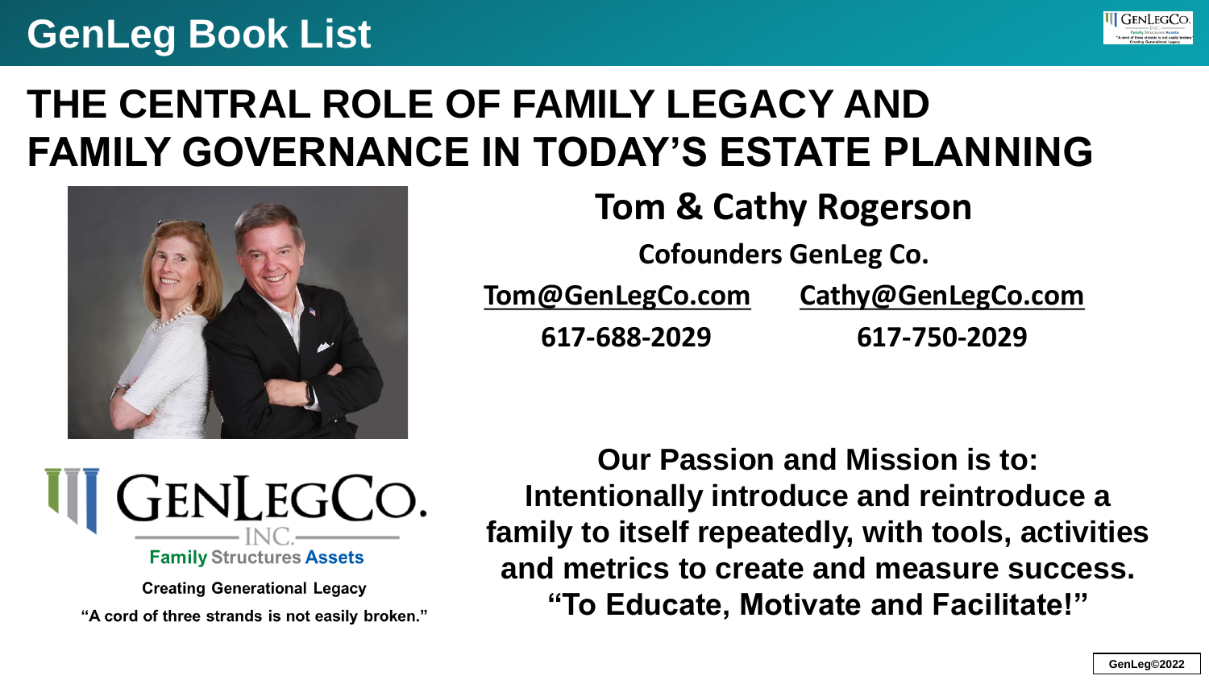# GenLeg Book List

## THE CENTRAL ROLE OF FAMILY LEGACY AND FAMILY GOVERNANCE IN TODAY'S ESTATE PLANNING

### Tom & Cathy Rogerson

**Cofounders GenLeg Co.**

**Tom@GenLegCo.com** — **617-688-2029**

**Cathy@GenLegCo.com** — **617-750-2029**

GENLEGCO. INC.

Family Structures Assets

**Creating Generational Legacy**

**"A cord of three strands is not easily broken."**

**Our Passion and Mission is to: Intentionally introduce and reintroduce a family to itself repeatedly, with tools, activities and metrics to create and measure success.**

**"To Educate, Motivate and Facilitate!"**

GenLeg©2022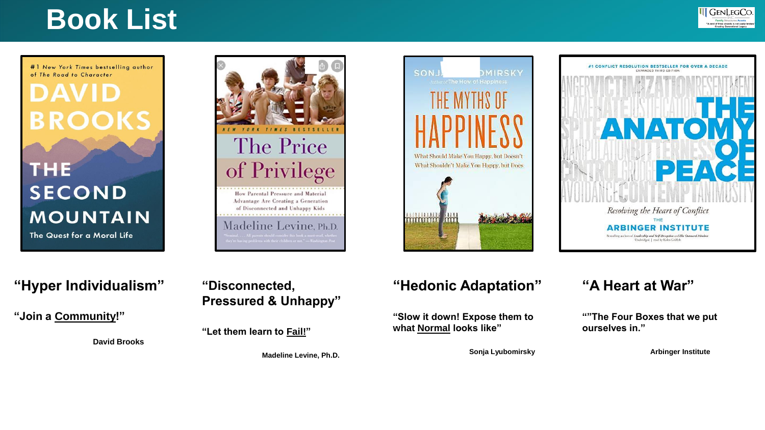# Book List

**"Hyper Individualism"**

**"Join a <u>Community</u>!"**

**David Brooks**

**"Disconnected, Pressured & Unhappy"**

**"Let them learn to <u>Fail</u>!"**

**Madeline Levine, Ph.D.**

**"Hedonic Adaptation"**

**"Slow it down! Expose them to what <u>Normal</u> looks like"**

**Sonja Lyubomirsky**

**"A Heart at War"**

**""The Four Boxes that we put ourselves in."**

**Arbinger Institute**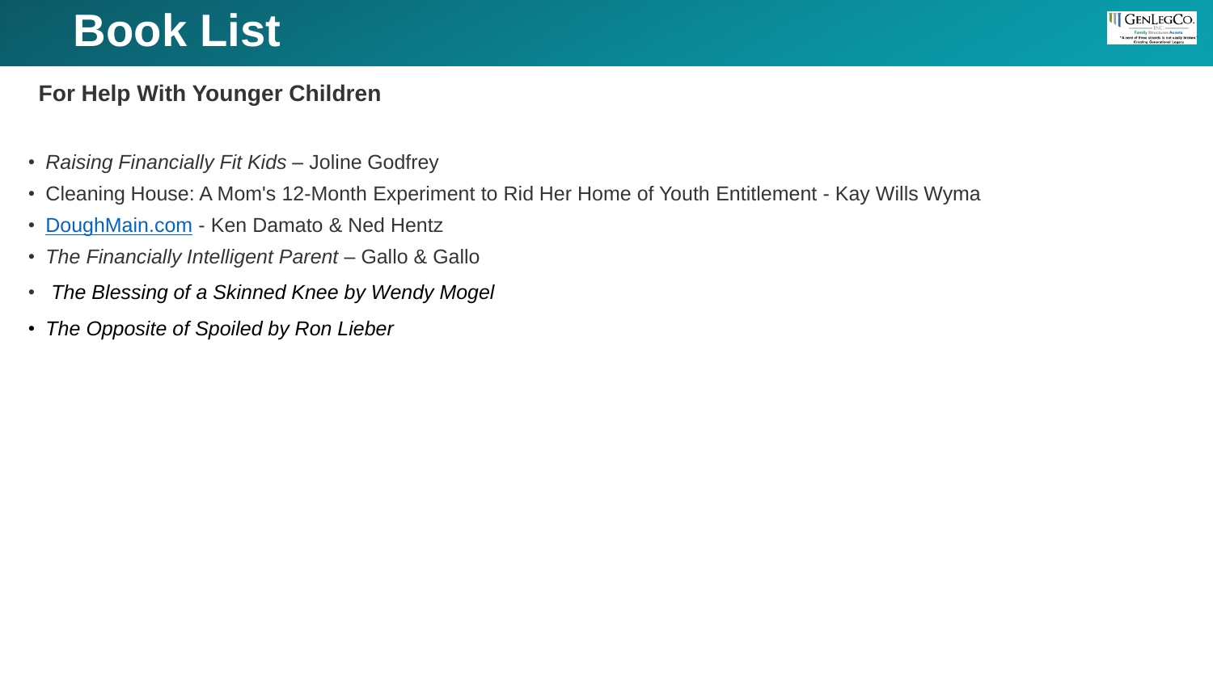# Book List

**For Help With Younger Children**

- *Raising Financially Fit Kids* – Joline Godfrey
- Cleaning House: A Mom's 12-Month Experiment to Rid Her Home of Youth Entitlement - Kay Wills Wyma
- [DoughMain.com](http://DoughMain.com) - Ken Damato & Ned Hentz
- *The Financially Intelligent Parent* – Gallo & Gallo
- *The Blessing of a Skinned Knee by Wendy Mogel*
- *The Opposite of Spoiled by Ron Lieber*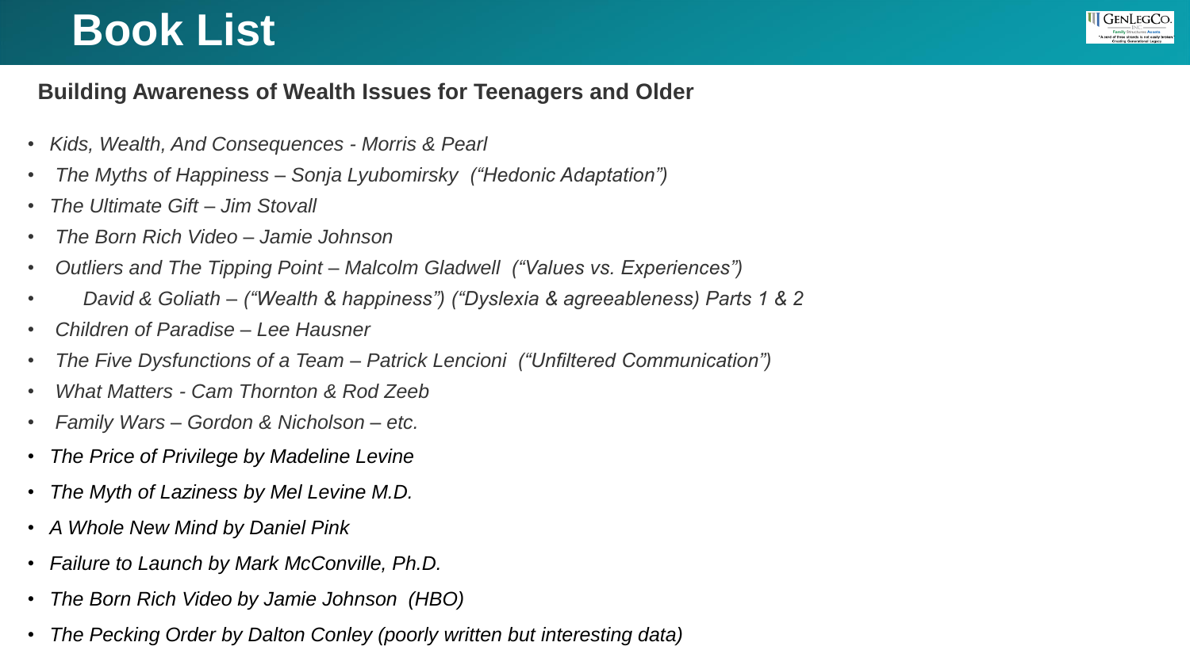# Book List

**Building Awareness of Wealth Issues for Teenagers and Older**

- *Kids, Wealth, And Consequences - Morris & Pearl*
- *The Myths of Happiness – Sonja Lyubomirsky (“Hedonic Adaptation”)*
- *The Ultimate Gift – Jim Stovall*
- *The Born Rich Video – Jamie Johnson*
- *Outliers and The Tipping Point – Malcolm Gladwell (“Values vs. Experiences”)*
- *David & Goliath – (“Wealth & happiness”) (“Dyslexia & agreeableness) Parts 1 & 2*
- *Children of Paradise – Lee Hausner*
- *The Five Dysfunctions of a Team – Patrick Lencioni (“Unfiltered Communication”)*
- *What Matters - Cam Thornton & Rod Zeeb*
- *Family Wars – Gordon & Nicholson – etc.*
- *The Price of Privilege by Madeline Levine*
- *The Myth of Laziness by Mel Levine M.D.*
- *A Whole New Mind by Daniel Pink*
- *Failure to Launch by Mark McConville, Ph.D.*
- *The Born Rich Video by Jamie Johnson (HBO)*
- *The Pecking Order by Dalton Conley (poorly written but interesting data)*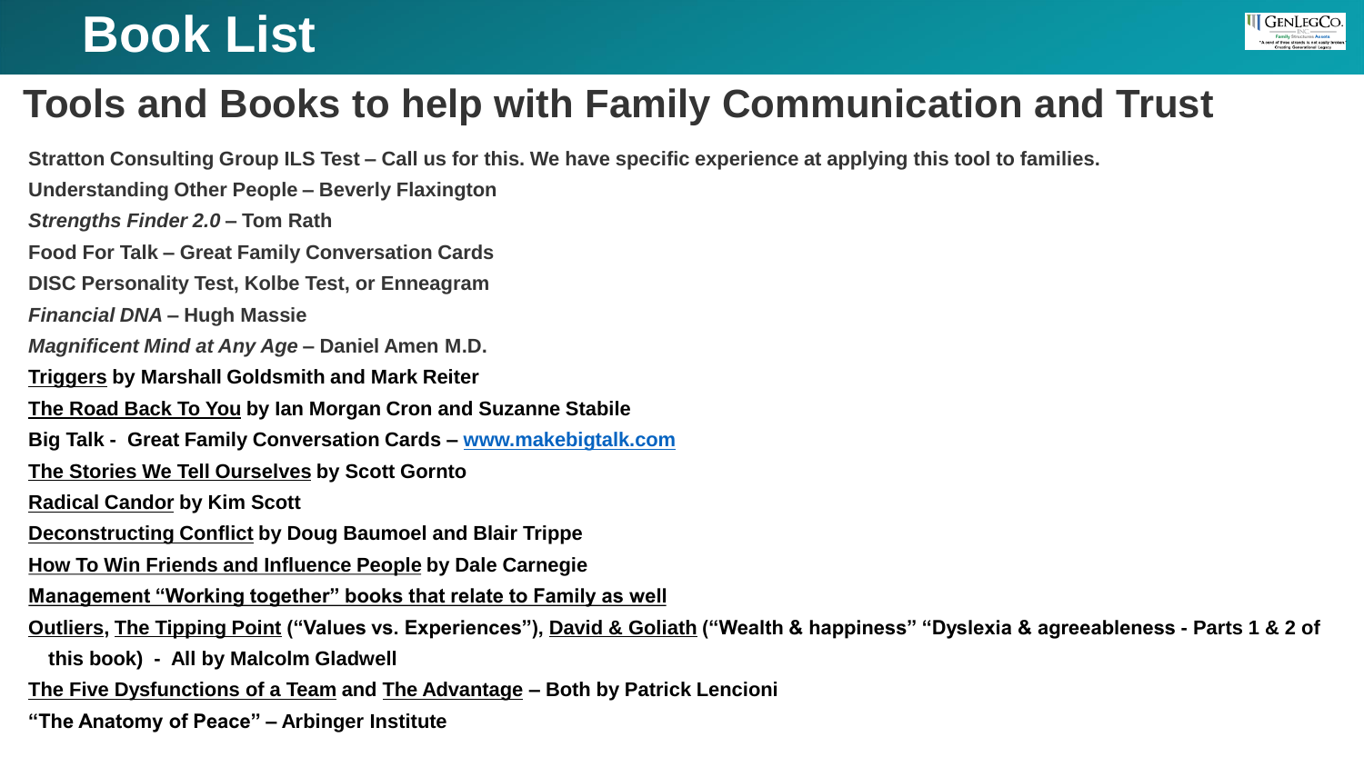# Book List

## Tools and Books to help with Family Communication and Trust

**Stratton Consulting Group ILS Test – Call us for this. We have specific experience at applying this tool to families.**

**Understanding Other People – Beverly Flaxington**

***Strengths Finder 2.0* – Tom Rath**

**Food For Talk – Great Family Conversation Cards**

**DISC Personality Test, Kolbe Test, or Enneagram**

***Financial DNA* – Hugh Massie**

***Magnificent Mind at Any Age* – Daniel Amen M.D.**

**<u>Triggers</u> by Marshall Goldsmith and Mark Reiter**

**<u>The Road Back To You</u> by Ian Morgan Cron and Suzanne Stabile**

**Big Talk - Great Family Conversation Cards – [www.makebigtalk.com](http://www.makebigtalk.com)**

**<u>The Stories We Tell Ourselves</u> by Scott Gornto**

**<u>Radical Candor</u> by Kim Scott**

**<u>Deconstructing Conflict</u> by Doug Baumoel and Blair Trippe**

**<u>How To Win Friends and Influence People</u> by Dale Carnegie**

**<u>Management "Working together" books that relate to Family as well</u>**

**<u>Outliers</u>, <u>The Tipping Point</u> ("Values vs. Experiences"), <u>David & Goliath</u> ("Wealth & happiness" "Dyslexia & agreeableness - Parts 1 & 2 of this book) - All by Malcolm Gladwell**

**<u>The Five Dysfunctions of a Team</u> and <u>The Advantage</u> – Both by Patrick Lencioni**

**"The Anatomy of Peace" – Arbinger Institute**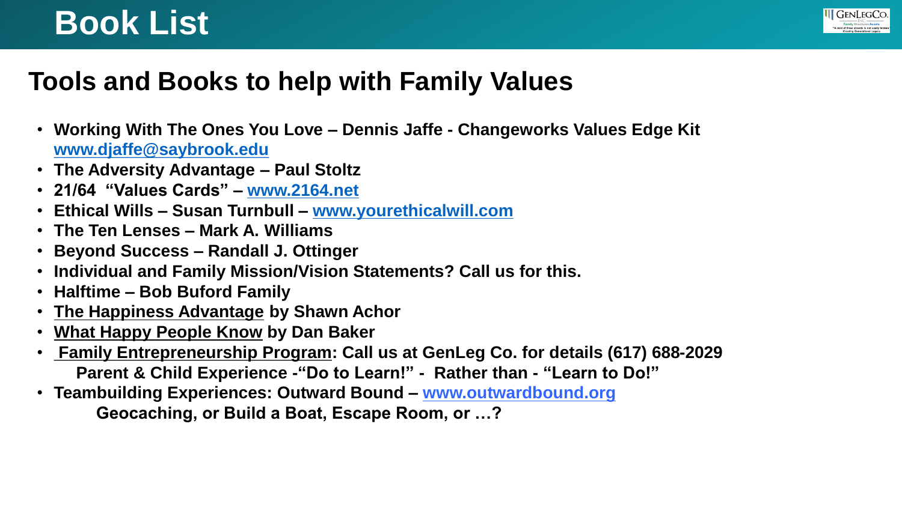# Book List

## Tools and Books to help with Family Values

- **Working With The Ones You Love – Dennis Jaffe - Changeworks Values Edge Kit [www.djaffe@saybrook.edu](www.djaffe@saybrook.edu)**
- **The Adversity Advantage – Paul Stoltz**
- **21/64 "Values Cards" – [www.2164.net](www.2164.net)**
- **Ethical Wills – Susan Turnbull – [www.yourethicalwill.com](www.yourethicalwill.com)**
- **The Ten Lenses – Mark A. Williams**
- **Beyond Success – Randall J. Ottinger**
- **Individual and Family Mission/Vision Statements? Call us for this.**
- **Halftime – Bob Buford Family**
- **The Happiness Advantage by Shawn Achor**
- **What Happy People Know by Dan Baker**
- **Family Entrepreneurship Program: Call us at GenLeg Co. for details (617) 688-2029**
  **Parent & Child Experience -"Do to Learn!" - Rather than - "Learn to Do!"**
- **Teambuilding Experiences: Outward Bound – [www.outwardbound.org](www.outwardbound.org)**
  **Geocaching, or Build a Boat, Escape Room, or …?**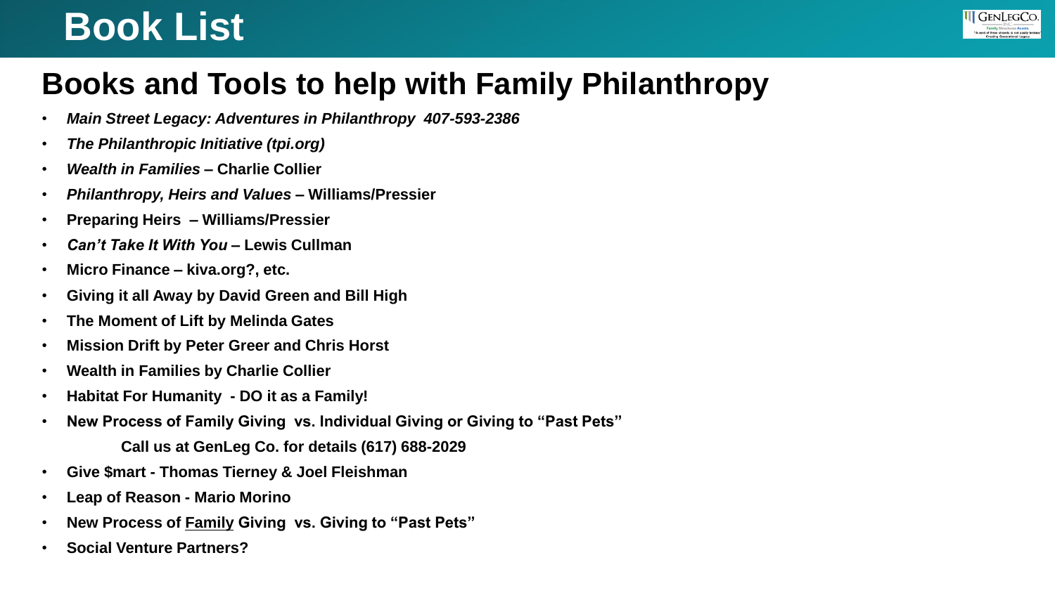# Book List

## Books and Tools to help with Family Philanthropy

- ***Main Street Legacy: Adventures in Philanthropy 407-593-2386***
- ***The Philanthropic Initiative (tpi.org)***
- ***Wealth in Families* – Charlie Collier**
- ***Philanthropy, Heirs and Values* – Williams/Pressier**
- **Preparing Heirs – Williams/Pressier**
- ***Can't Take It With You* – Lewis Cullman**
- **Micro Finance – kiva.org?, etc.**
- **Giving it all Away by David Green and Bill High**
- **The Moment of Lift by Melinda Gates**
- **Mission Drift by Peter Greer and Chris Horst**
- **Wealth in Families by Charlie Collier**
- **Habitat For Humanity - DO it as a Family!**
- **New Process of Family Giving vs. Individual Giving or Giving to "Past Pets"**

  **Call us at GenLeg Co. for details (617) 688-2029**
- **Give $mart - Thomas Tierney & Joel Fleishman**
- **Leap of Reason - Mario Morino**
- **New Process of <u>Family</u> Giving vs. Giving to "Past Pets"**
- **Social Venture Partners?**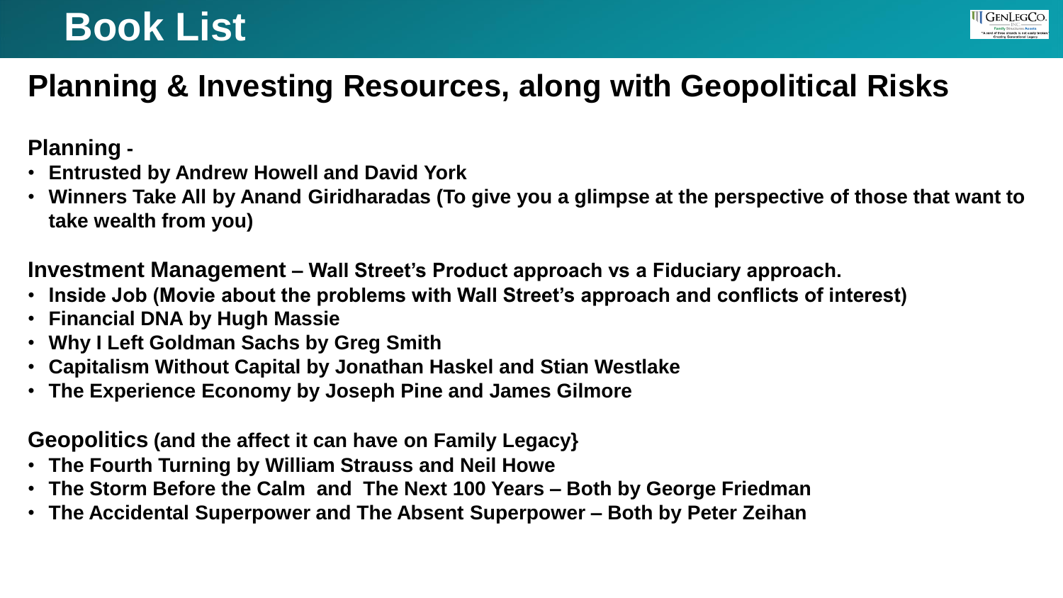# Book List

## Planning & Investing Resources, along with Geopolitical Risks

**Planning -**

- **Entrusted by Andrew Howell and David York**
- **Winners Take All by Anand Giridharadas (To give you a glimpse at the perspective of those that want to take wealth from you)**

**Investment Management – Wall Street's Product approach vs a Fiduciary approach.**

- **Inside Job (Movie about the problems with Wall Street's approach and conflicts of interest)**
- **Financial DNA by Hugh Massie**
- **Why I Left Goldman Sachs by Greg Smith**
- **Capitalism Without Capital by Jonathan Haskel and Stian Westlake**
- **The Experience Economy by Joseph Pine and James Gilmore**

**Geopolitics (and the affect it can have on Family Legacy}**

- **The Fourth Turning by William Strauss and Neil Howe**
- **The Storm Before the Calm and The Next 100 Years – Both by George Friedman**
- **The Accidental Superpower and The Absent Superpower – Both by Peter Zeihan**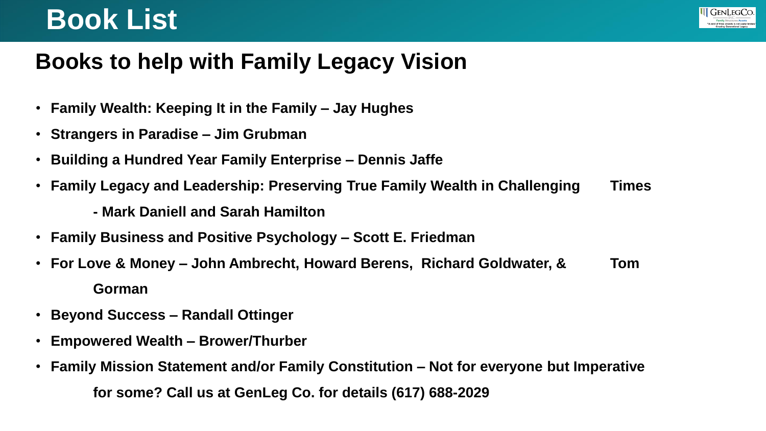# Book List

## Books to help with Family Legacy Vision

- **Family Wealth: Keeping It in the Family – Jay Hughes**
- **Strangers in Paradise – Jim Grubman**
- **Building a Hundred Year Family Enterprise – Dennis Jaffe**
- **Family Legacy and Leadership: Preserving True Family Wealth in Challenging Times - Mark Daniell and Sarah Hamilton**
- **Family Business and Positive Psychology – Scott E. Friedman**
- **For Love & Money – John Ambrecht, Howard Berens, Richard Goldwater, & Tom Gorman**
- **Beyond Success – Randall Ottinger**
- **Empowered Wealth – Brower/Thurber**
- **Family Mission Statement and/or Family Constitution – Not for everyone but Imperative for some? Call us at GenLeg Co. for details (617) 688-2029**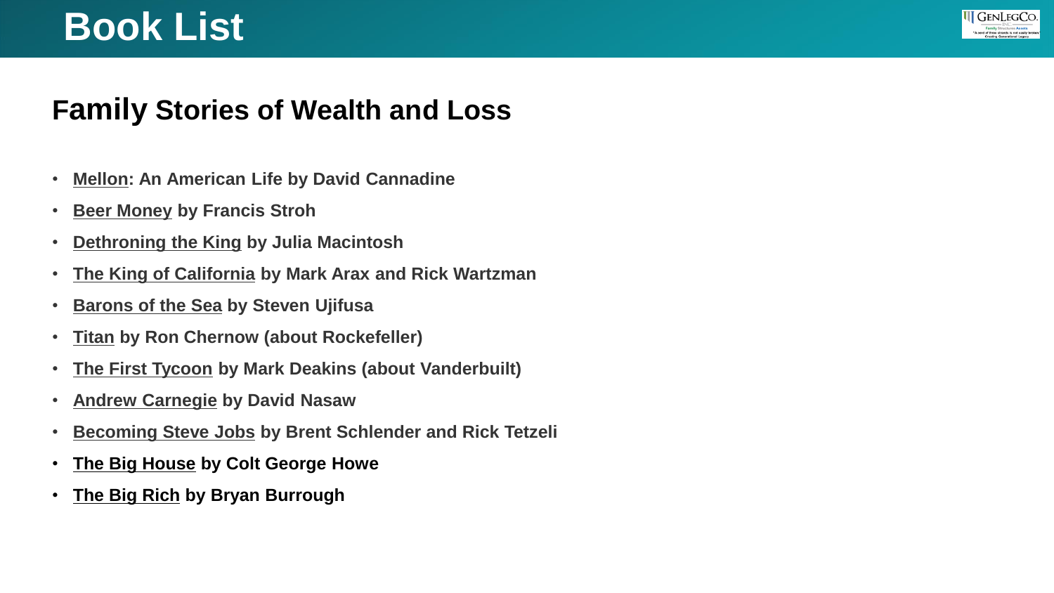# Book List

## Family Stories of Wealth and Loss

- **Mellon: An American Life by David Cannadine**
- **Beer Money by Francis Stroh**
- **Dethroning the King by Julia Macintosh**
- **The King of California by Mark Arax and Rick Wartzman**
- **Barons of the Sea by Steven Ujifusa**
- **Titan by Ron Chernow (about Rockefeller)**
- **The First Tycoon by Mark Deakins (about Vanderbilt)**
- **Andrew Carnegie by David Nasaw**
- **Becoming Steve Jobs by Brent Schlender and Rick Tetzeli**
- **The Big House by Colt George Howe**
- **The Big Rich by Bryan Burrough**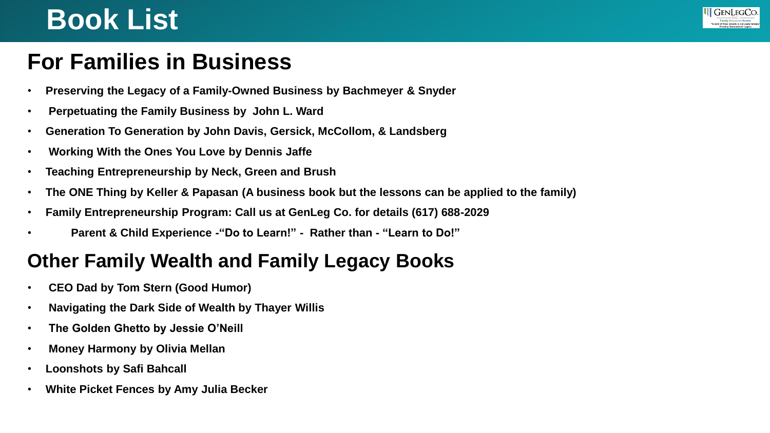# Book List

## For Families in Business

- **Preserving the Legacy of a Family-Owned Business by Bachmeyer & Snyder**
- **Perpetuating the Family Business by John L. Ward**
- **Generation To Generation by John Davis, Gersick, McCollom, & Landsberg**
- **Working With the Ones You Love by Dennis Jaffe**
- **Teaching Entrepreneurship by Neck, Green and Brush**
- **The ONE Thing by Keller & Papasan (A business book but the lessons can be applied to the family)**
- **Family Entrepreneurship Program: Call us at GenLeg Co. for details (617) 688-2029**
- **Parent & Child Experience -"Do to Learn!" - Rather than - "Learn to Do!"**

## Other Family Wealth and Family Legacy Books

- **CEO Dad by Tom Stern (Good Humor)**
- **Navigating the Dark Side of Wealth by Thayer Willis**
- **The Golden Ghetto by Jessie O'Neill**
- **Money Harmony by Olivia Mellan**
- **Loonshots by Safi Bahcall**
- **White Picket Fences by Amy Julia Becker**